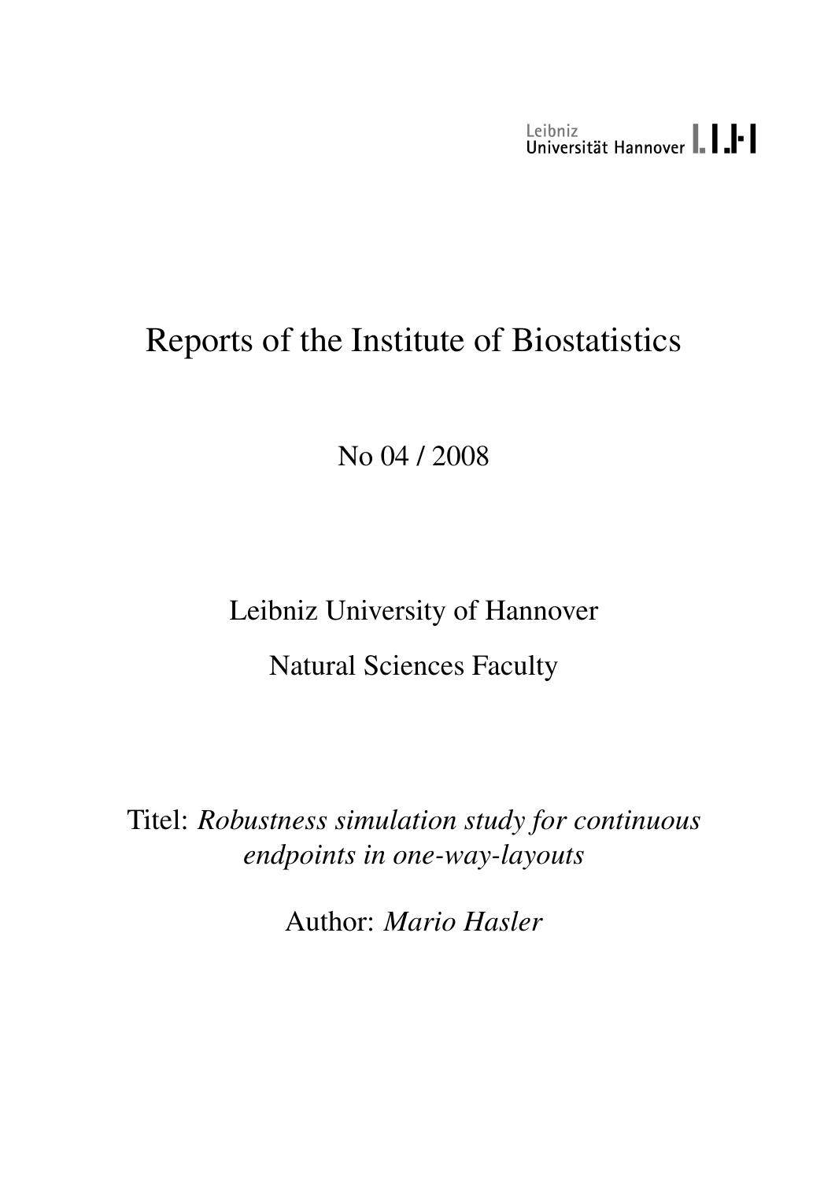Leibniz Universität Hannover

# Reports of the Institute of Biostatistics

No 04 / 2008

Leibniz University of Hannover

Natural Sciences Faculty

Titel: *Robustness simulation study for continuous endpoints in one-way-layouts*

Author: *Mario Hasler*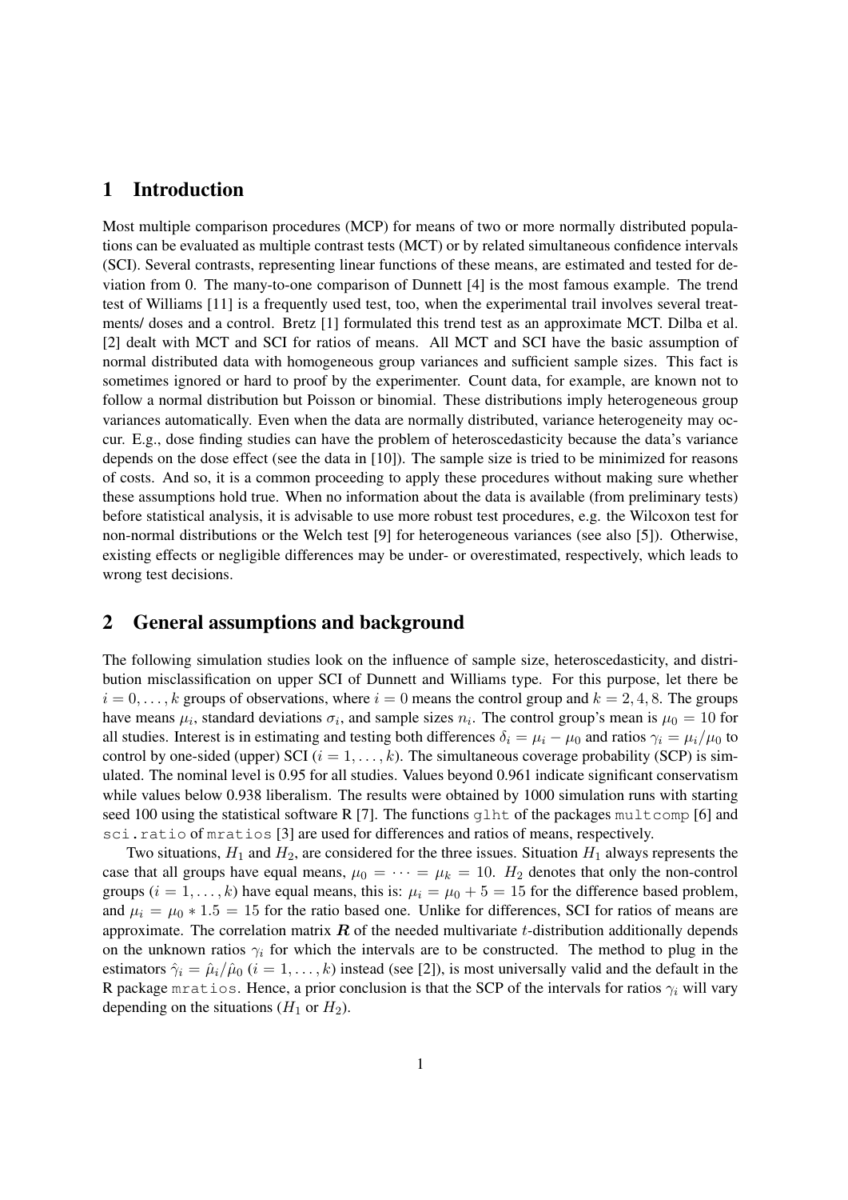## 1 Introduction

Most multiple comparison procedures (MCP) for means of two or more normally distributed populations can be evaluated as multiple contrast tests (MCT) or by related simultaneous confidence intervals (SCI). Several contrasts, representing linear functions of these means, are estimated and tested for deviation from 0. The many-to-one comparison of Dunnett [4] is the most famous example. The trend test of Williams [11] is a frequently used test, too, when the experimental trail involves several treatments/ doses and a control. Bretz [1] formulated this trend test as an approximate MCT. Dilba et al. [2] dealt with MCT and SCI for ratios of means. All MCT and SCI have the basic assumption of normal distributed data with homogeneous group variances and sufficient sample sizes. This fact is sometimes ignored or hard to proof by the experimenter. Count data, for example, are known not to follow a normal distribution but Poisson or binomial. These distributions imply heterogeneous group variances automatically. Even when the data are normally distributed, variance heterogeneity may occur. E.g., dose finding studies can have the problem of heteroscedasticity because the data's variance depends on the dose effect (see the data in [10]). The sample size is tried to be minimized for reasons of costs. And so, it is a common proceeding to apply these procedures without making sure whether these assumptions hold true. When no information about the data is available (from preliminary tests) before statistical analysis, it is advisable to use more robust test procedures, e.g. the Wilcoxon test for non-normal distributions or the Welch test [9] for heterogeneous variances (see also [5]). Otherwise, existing effects or negligible differences may be under- or overestimated, respectively, which leads to wrong test decisions.

## 2 General assumptions and background

The following simulation studies look on the influence of sample size, heteroscedasticity, and distribution misclassification on upper SCI of Dunnett and Williams type. For this purpose, let there be $i = 0, \dots, k$ groups of observations, where $i = 0$ means the control group and $k = 2, 4, 8$. The groups have means $\mu_i$, standard deviations $\sigma_i$, and sample sizes $n_i$. The control group's mean is $\mu_0 = 10$ for all studies. Interest is in estimating and testing both differences $\delta_i = \mu_i - \mu_0$ and ratios $\gamma_i = \mu_i/\mu_0$ to control by one-sided (upper) SCI ($i = 1, \dots, k$). The simultaneous coverage probability (SCP) is simulated. The nominal level is 0.95 for all studies. Values beyond 0.961 indicate significant conservatism while values below 0.938 liberalism. The results were obtained by 1000 simulation runs with starting seed 100 using the statistical software R [7]. The functions `glht` of the packages `multcomp` [6] and `sci.ratio` of `mratios` [3] are used for differences and ratios of means, respectively.

Two situations, $H_1$ and $H_2$, are considered for the three issues. Situation $H_1$ always represents the case that all groups have equal means, $\mu_0 = \dots = \mu_k = 10$. $H_2$ denotes that only the non-control groups ($i = 1, \dots, k$) have equal means, this is: $\mu_i = \mu_0 + 5 = 15$ for the difference based problem, and $\mu_i = \mu_0 * 1.5 = 15$ for the ratio based one. Unlike for differences, SCI for ratios of means are approximate. The correlation matrix $\boldsymbol{R}$ of the needed multivariate $t$-distribution additionally depends on the unknown ratios $\gamma_i$ for which the intervals are to be constructed. The method to plug in the estimators $\hat{\gamma}_i = \hat{\mu}_i/\hat{\mu}_0$ ($i = 1, \dots, k$) instead (see [2]), is most universally valid and the default in the R package `mratios`. Hence, a prior conclusion is that the SCP of the intervals for ratios $\gamma_i$ will vary depending on the situations ($H_1$ or $H_2$).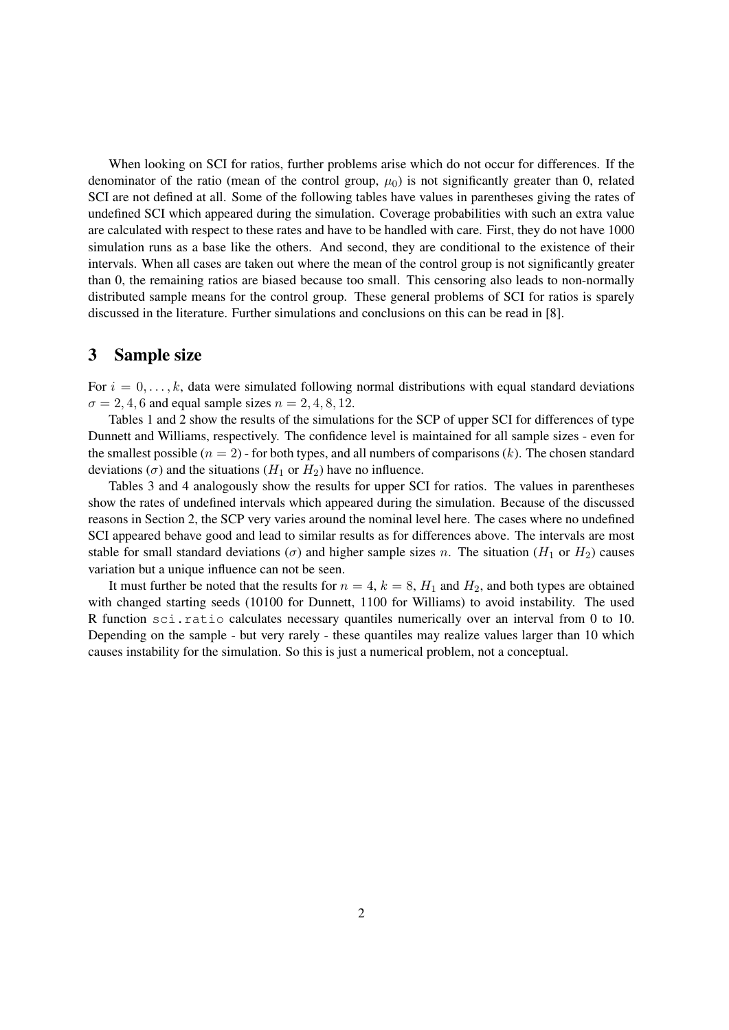When looking on SCI for ratios, further problems arise which do not occur for differences. If the denominator of the ratio (mean of the control group, $\mu_0$) is not significantly greater than 0, related SCI are not defined at all. Some of the following tables have values in parentheses giving the rates of undefined SCI which appeared during the simulation. Coverage probabilities with such an extra value are calculated with respect to these rates and have to be handled with care. First, they do not have 1000 simulation runs as a base like the others. And second, they are conditional to the existence of their intervals. When all cases are taken out where the mean of the control group is not significantly greater than 0, the remaining ratios are biased because too small. This censoring also leads to non-normally distributed sample means for the control group. These general problems of SCI for ratios is sparely discussed in the literature. Further simulations and conclusions on this can be read in [8].

## 3 Sample size

For $i = 0, \ldots, k$, data were simulated following normal distributions with equal standard deviations $\sigma = 2, 4, 6$ and equal sample sizes $n = 2, 4, 8, 12$.

Tables 1 and 2 show the results of the simulations for the SCP of upper SCI for differences of type Dunnett and Williams, respectively. The confidence level is maintained for all sample sizes - even for the smallest possible ($n = 2$) - for both types, and all numbers of comparisons ($k$). The chosen standard deviations ($\sigma$) and the situations ($H_1$ or $H_2$) have no influence.

Tables 3 and 4 analogously show the results for upper SCI for ratios. The values in parentheses show the rates of undefined intervals which appeared during the simulation. Because of the discussed reasons in Section 2, the SCP very varies around the nominal level here. The cases where no undefined SCI appeared behave good and lead to similar results as for differences above. The intervals are most stable for small standard deviations ($\sigma$) and higher sample sizes $n$. The situation ($H_1$ or $H_2$) causes variation but a unique influence can not be seen.

It must further be noted that the results for $n = 4$, $k = 8$, $H_1$ and $H_2$, and both types are obtained with changed starting seeds (10100 for Dunnett, 1100 for Williams) to avoid instability. The used R function `sci.ratio` calculates necessary quantiles numerically over an interval from 0 to 10. Depending on the sample - but very rarely - these quantiles may realize values larger than 10 which causes instability for the simulation. So this is just a numerical problem, not a conceptual.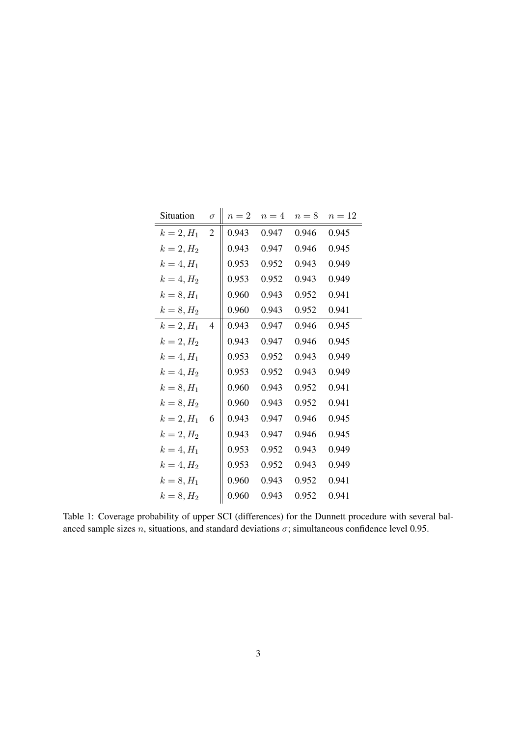| Situation | $\sigma$ | $n = 2$ | $n = 4$ | $n = 8$ | $n = 12$ |
|---|---|---|---|---|---|
| $k = 2, H_1$ | 2 | 0.943 | 0.947 | 0.946 | 0.945 |
| $k = 2, H_2$ | | 0.943 | 0.947 | 0.946 | 0.945 |
| $k = 4, H_1$ | | 0.953 | 0.952 | 0.943 | 0.949 |
| $k = 4, H_2$ | | 0.953 | 0.952 | 0.943 | 0.949 |
| $k = 8, H_1$ | | 0.960 | 0.943 | 0.952 | 0.941 |
| $k = 8, H_2$ | | 0.960 | 0.943 | 0.952 | 0.941 |
| $k = 2, H_1$ | 4 | 0.943 | 0.947 | 0.946 | 0.945 |
| $k = 2, H_2$ | | 0.943 | 0.947 | 0.946 | 0.945 |
| $k = 4, H_1$ | | 0.953 | 0.952 | 0.943 | 0.949 |
| $k = 4, H_2$ | | 0.953 | 0.952 | 0.943 | 0.949 |
| $k = 8, H_1$ | | 0.960 | 0.943 | 0.952 | 0.941 |
| $k = 8, H_2$ | | 0.960 | 0.943 | 0.952 | 0.941 |
| $k = 2, H_1$ | 6 | 0.943 | 0.947 | 0.946 | 0.945 |
| $k = 2, H_2$ | | 0.943 | 0.947 | 0.946 | 0.945 |
| $k = 4, H_1$ | | 0.953 | 0.952 | 0.943 | 0.949 |
| $k = 4, H_2$ | | 0.953 | 0.952 | 0.943 | 0.949 |
| $k = 8, H_1$ | | 0.960 | 0.943 | 0.952 | 0.941 |
| $k = 8, H_2$ | | 0.960 | 0.943 | 0.952 | 0.941 |

Table 1: Coverage probability of upper SCI (differences) for the Dunnett procedure with several balanced sample sizes $n$, situations, and standard deviations $\sigma$; simultaneous confidence level 0.95.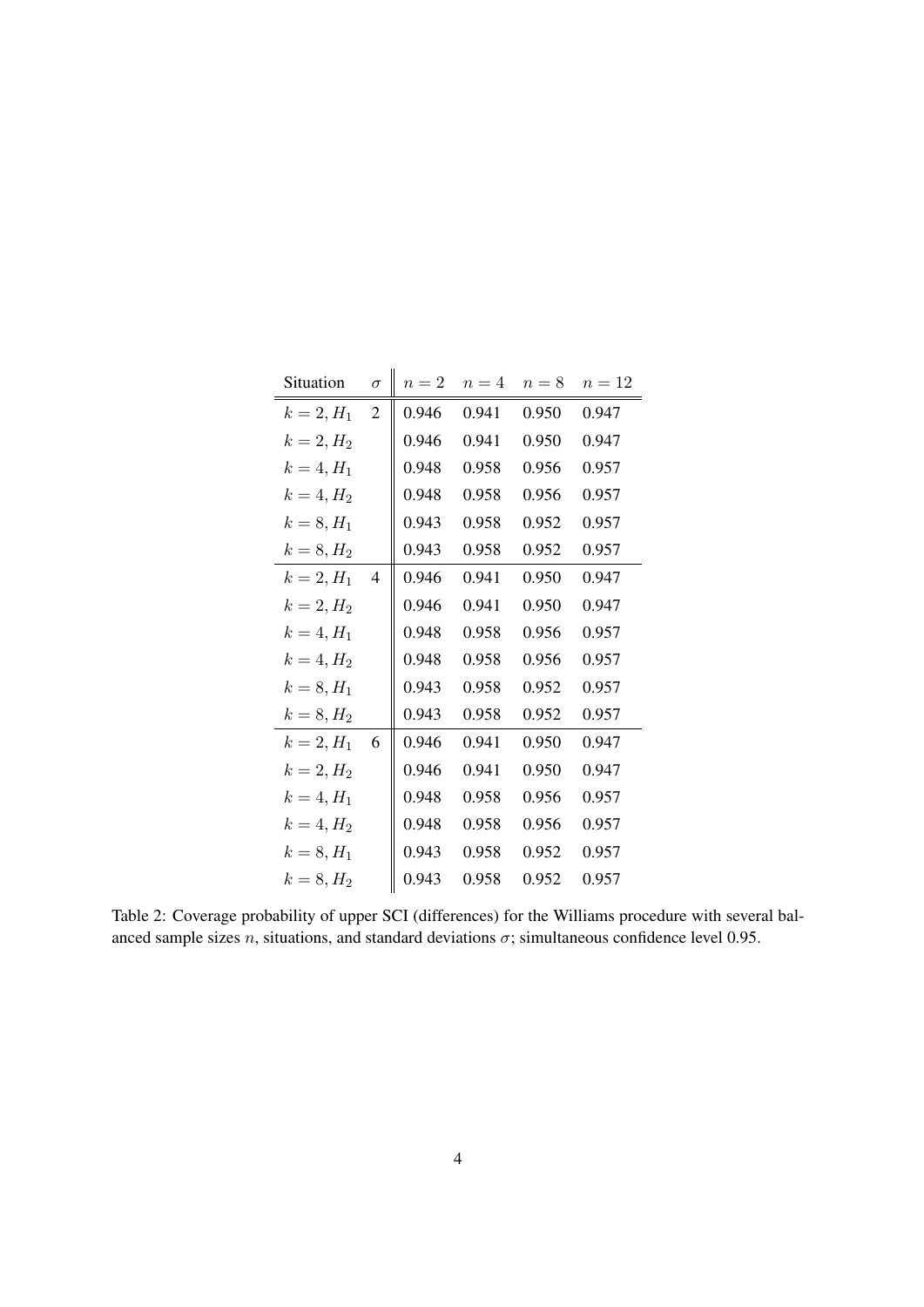| Situation | $\sigma$ | $n = 2$ | $n = 4$ | $n = 8$ | $n = 12$ |
|---|---|---|---|---|---|
| $k = 2, H_1$ | 2 | 0.946 | 0.941 | 0.950 | 0.947 |
| $k = 2, H_2$ | | 0.946 | 0.941 | 0.950 | 0.947 |
| $k = 4, H_1$ | | 0.948 | 0.958 | 0.956 | 0.957 |
| $k = 4, H_2$ | | 0.948 | 0.958 | 0.956 | 0.957 |
| $k = 8, H_1$ | | 0.943 | 0.958 | 0.952 | 0.957 |
| $k = 8, H_2$ | | 0.943 | 0.958 | 0.952 | 0.957 |
| $k = 2, H_1$ | 4 | 0.946 | 0.941 | 0.950 | 0.947 |
| $k = 2, H_2$ | | 0.946 | 0.941 | 0.950 | 0.947 |
| $k = 4, H_1$ | | 0.948 | 0.958 | 0.956 | 0.957 |
| $k = 4, H_2$ | | 0.948 | 0.958 | 0.956 | 0.957 |
| $k = 8, H_1$ | | 0.943 | 0.958 | 0.952 | 0.957 |
| $k = 8, H_2$ | | 0.943 | 0.958 | 0.952 | 0.957 |
| $k = 2, H_1$ | 6 | 0.946 | 0.941 | 0.950 | 0.947 |
| $k = 2, H_2$ | | 0.946 | 0.941 | 0.950 | 0.947 |
| $k = 4, H_1$ | | 0.948 | 0.958 | 0.956 | 0.957 |
| $k = 4, H_2$ | | 0.948 | 0.958 | 0.956 | 0.957 |
| $k = 8, H_1$ | | 0.943 | 0.958 | 0.952 | 0.957 |
| $k = 8, H_2$ | | 0.943 | 0.958 | 0.952 | 0.957 |

Table 2: Coverage probability of upper SCI (differences) for the Williams procedure with several balanced sample sizes $n$, situations, and standard deviations $\sigma$; simultaneous confidence level 0.95.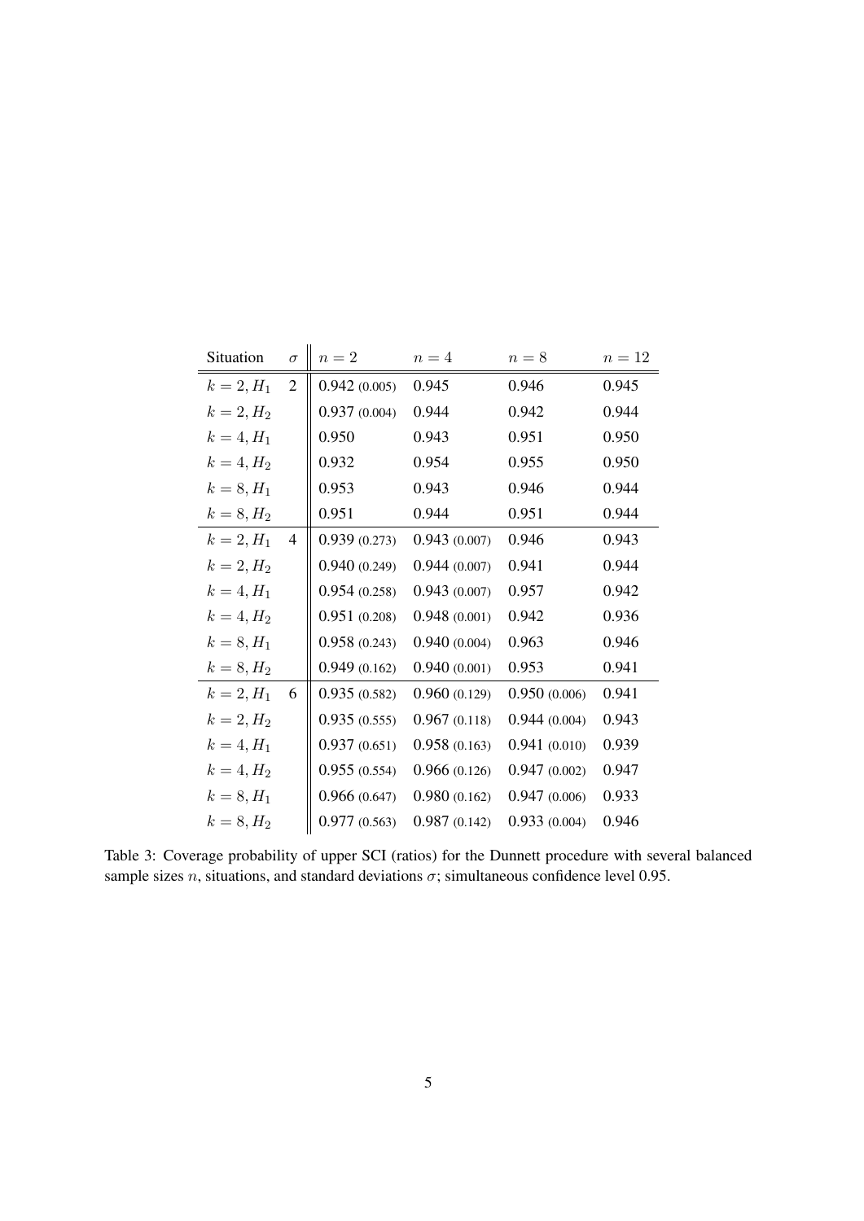| Situation | $\sigma$ | $n = 2$ | $n = 4$ | $n = 8$ | $n = 12$ |
|---|---|---|---|---|---|
| $k = 2, H_1$ | 2 | 0.942 (0.005) | 0.945 | 0.946 | 0.945 |
| $k = 2, H_2$ | | 0.937 (0.004) | 0.944 | 0.942 | 0.944 |
| $k = 4, H_1$ | | 0.950 | 0.943 | 0.951 | 0.950 |
| $k = 4, H_2$ | | 0.932 | 0.954 | 0.955 | 0.950 |
| $k = 8, H_1$ | | 0.953 | 0.943 | 0.946 | 0.944 |
| $k = 8, H_2$ | | 0.951 | 0.944 | 0.951 | 0.944 |
| $k = 2, H_1$ | 4 | 0.939 (0.273) | 0.943 (0.007) | 0.946 | 0.943 |
| $k = 2, H_2$ | | 0.940 (0.249) | 0.944 (0.007) | 0.941 | 0.944 |
| $k = 4, H_1$ | | 0.954 (0.258) | 0.943 (0.007) | 0.957 | 0.942 |
| $k = 4, H_2$ | | 0.951 (0.208) | 0.948 (0.001) | 0.942 | 0.936 |
| $k = 8, H_1$ | | 0.958 (0.243) | 0.940 (0.004) | 0.963 | 0.946 |
| $k = 8, H_2$ | | 0.949 (0.162) | 0.940 (0.001) | 0.953 | 0.941 |
| $k = 2, H_1$ | 6 | 0.935 (0.582) | 0.960 (0.129) | 0.950 (0.006) | 0.941 |
| $k = 2, H_2$ | | 0.935 (0.555) | 0.967 (0.118) | 0.944 (0.004) | 0.943 |
| $k = 4, H_1$ | | 0.937 (0.651) | 0.958 (0.163) | 0.941 (0.010) | 0.939 |
| $k = 4, H_2$ | | 0.955 (0.554) | 0.966 (0.126) | 0.947 (0.002) | 0.947 |
| $k = 8, H_1$ | | 0.966 (0.647) | 0.980 (0.162) | 0.947 (0.006) | 0.933 |
| $k = 8, H_2$ | | 0.977 (0.563) | 0.987 (0.142) | 0.933 (0.004) | 0.946 |

Table 3: Coverage probability of upper SCI (ratios) for the Dunnett procedure with several balanced sample sizes $n$, situations, and standard deviations $\sigma$; simultaneous confidence level 0.95.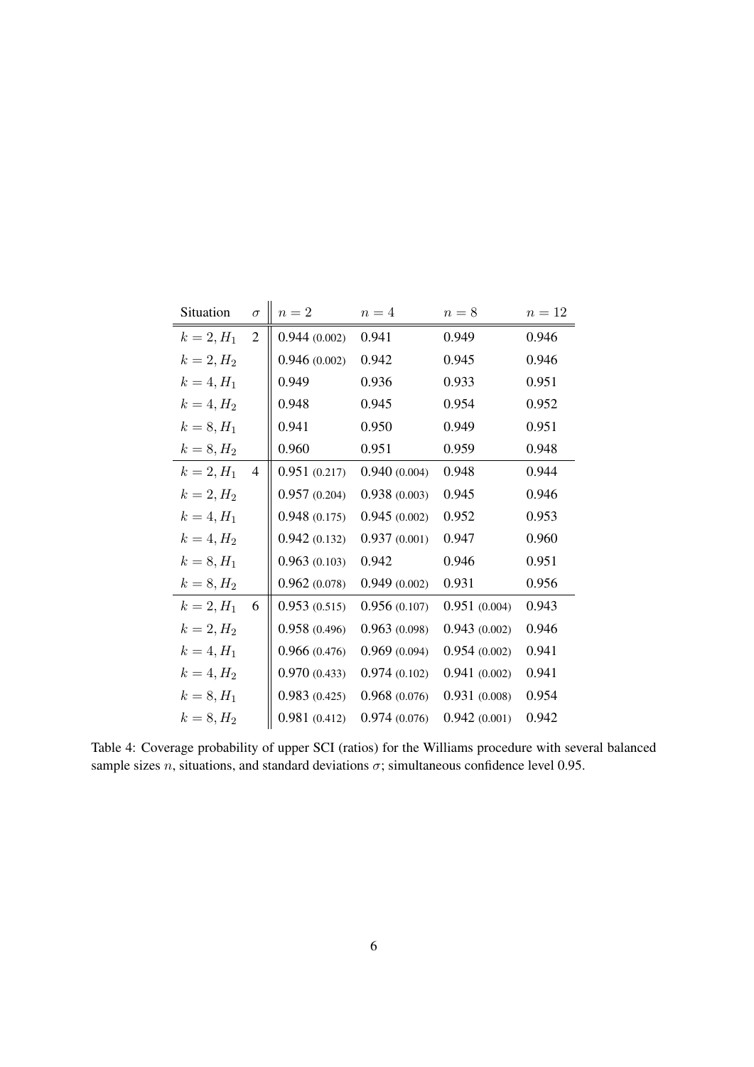| Situation | $\sigma$ | $n = 2$ | $n = 4$ | $n = 8$ | $n = 12$ |
|---|---|---|---|---|---|
| $k = 2, H_1$ | 2 | 0.944 (0.002) | 0.941 | 0.949 | 0.946 |
| $k = 2, H_2$ | | 0.946 (0.002) | 0.942 | 0.945 | 0.946 |
| $k = 4, H_1$ | | 0.949 | 0.936 | 0.933 | 0.951 |
| $k = 4, H_2$ | | 0.948 | 0.945 | 0.954 | 0.952 |
| $k = 8, H_1$ | | 0.941 | 0.950 | 0.949 | 0.951 |
| $k = 8, H_2$ | | 0.960 | 0.951 | 0.959 | 0.948 |
| $k = 2, H_1$ | 4 | 0.951 (0.217) | 0.940 (0.004) | 0.948 | 0.944 |
| $k = 2, H_2$ | | 0.957 (0.204) | 0.938 (0.003) | 0.945 | 0.946 |
| $k = 4, H_1$ | | 0.948 (0.175) | 0.945 (0.002) | 0.952 | 0.953 |
| $k = 4, H_2$ | | 0.942 (0.132) | 0.937 (0.001) | 0.947 | 0.960 |
| $k = 8, H_1$ | | 0.963 (0.103) | 0.942 | 0.946 | 0.951 |
| $k = 8, H_2$ | | 0.962 (0.078) | 0.949 (0.002) | 0.931 | 0.956 |
| $k = 2, H_1$ | 6 | 0.953 (0.515) | 0.956 (0.107) | 0.951 (0.004) | 0.943 |
| $k = 2, H_2$ | | 0.958 (0.496) | 0.963 (0.098) | 0.943 (0.002) | 0.946 |
| $k = 4, H_1$ | | 0.966 (0.476) | 0.969 (0.094) | 0.954 (0.002) | 0.941 |
| $k = 4, H_2$ | | 0.970 (0.433) | 0.974 (0.102) | 0.941 (0.002) | 0.941 |
| $k = 8, H_1$ | | 0.983 (0.425) | 0.968 (0.076) | 0.931 (0.008) | 0.954 |
| $k = 8, H_2$ | | 0.981 (0.412) | 0.974 (0.076) | 0.942 (0.001) | 0.942 |

Table 4: Coverage probability of upper SCI (ratios) for the Williams procedure with several balanced sample sizes $n$, situations, and standard deviations $\sigma$; simultaneous confidence level 0.95.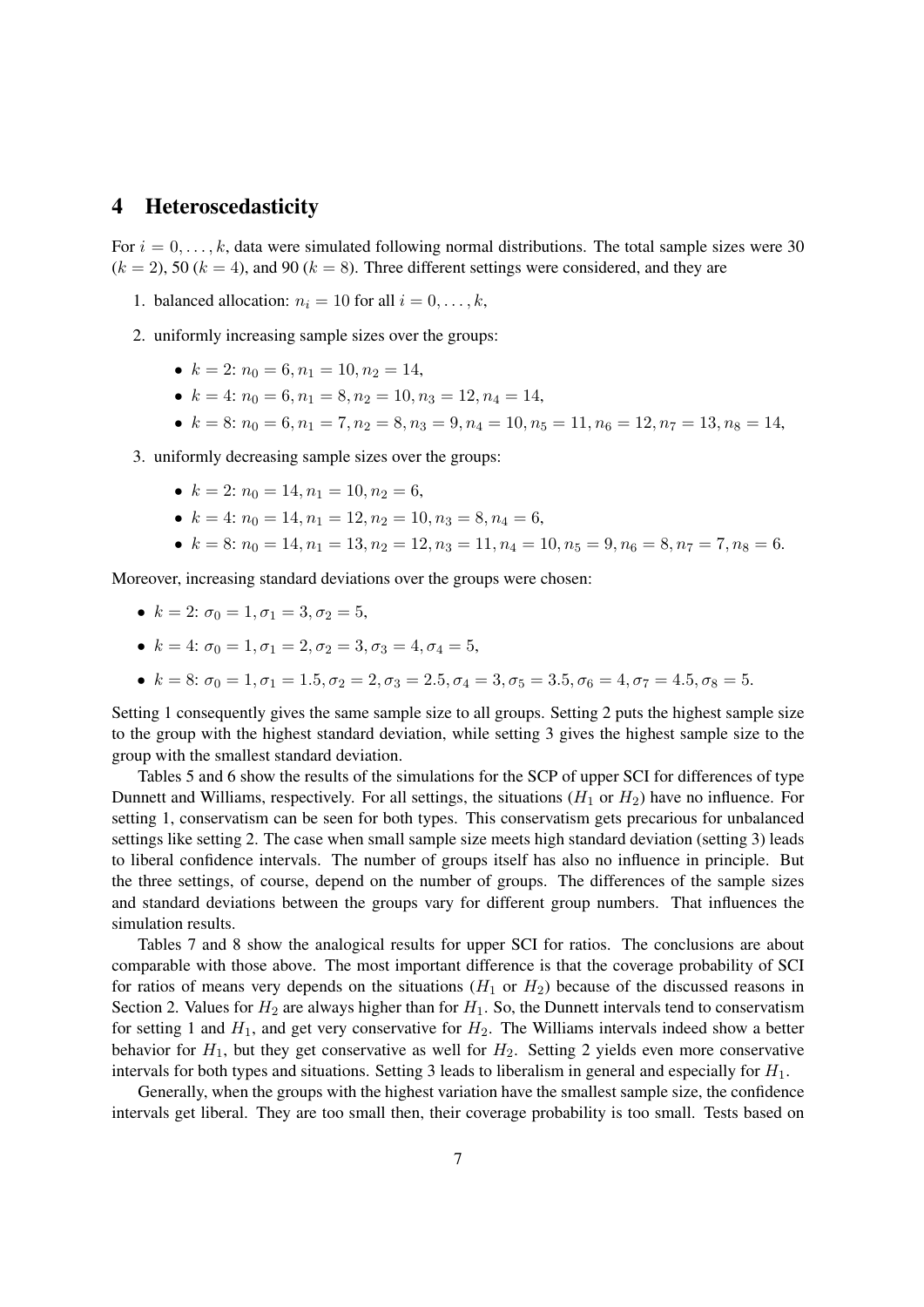# 4 Heteroscedasticity

For $i = 0, \dots, k$, data were simulated following normal distributions. The total sample sizes were 30 ($k = 2$), 50 ($k = 4$), and 90 ($k = 8$). Three different settings were considered, and they are

1. balanced allocation: $n_i = 10$ for all $i = 0, \dots, k$,
2. uniformly increasing sample sizes over the groups:
   - $k = 2$: $n_0 = 6, n_1 = 10, n_2 = 14$,
   - $k = 4$: $n_0 = 6, n_1 = 8, n_2 = 10, n_3 = 12, n_4 = 14$,
   - $k = 8$: $n_0 = 6, n_1 = 7, n_2 = 8, n_3 = 9, n_4 = 10, n_5 = 11, n_6 = 12, n_7 = 13, n_8 = 14$,
3. uniformly decreasing sample sizes over the groups:
   - $k = 2$: $n_0 = 14, n_1 = 10, n_2 = 6$,
   - $k = 4$: $n_0 = 14, n_1 = 12, n_2 = 10, n_3 = 8, n_4 = 6$,
   - $k = 8$: $n_0 = 14, n_1 = 13, n_2 = 12, n_3 = 11, n_4 = 10, n_5 = 9, n_6 = 8, n_7 = 7, n_8 = 6$.

Moreover, increasing standard deviations over the groups were chosen:

- $k = 2$: $\sigma_0 = 1, \sigma_1 = 3, \sigma_2 = 5$,
- $k = 4$: $\sigma_0 = 1, \sigma_1 = 2, \sigma_2 = 3, \sigma_3 = 4, \sigma_4 = 5$,
- $k = 8$: $\sigma_0 = 1, \sigma_1 = 1.5, \sigma_2 = 2, \sigma_3 = 2.5, \sigma_4 = 3, \sigma_5 = 3.5, \sigma_6 = 4, \sigma_7 = 4.5, \sigma_8 = 5$.

Setting 1 consequently gives the same sample size to all groups. Setting 2 puts the highest sample size to the group with the highest standard deviation, while setting 3 gives the highest sample size to the group with the smallest standard deviation.

Tables 5 and 6 show the results of the simulations for the SCP of upper SCI for differences of type Dunnett and Williams, respectively. For all settings, the situations ($H_1$ or $H_2$) have no influence. For setting 1, conservatism can be seen for both types. This conservatism gets precarious for unbalanced settings like setting 2. The case when small sample size meets high standard deviation (setting 3) leads to liberal confidence intervals. The number of groups itself has also no influence in principle. But the three settings, of course, depend on the number of groups. The differences of the sample sizes and standard deviations between the groups vary for different group numbers. That influences the simulation results.

Tables 7 and 8 show the analogical results for upper SCI for ratios. The conclusions are about comparable with those above. The most important difference is that the coverage probability of SCI for ratios of means very depends on the situations ($H_1$ or $H_2$) because of the discussed reasons in Section 2. Values for $H_2$ are always higher than for $H_1$. So, the Dunnett intervals tend to conservatism for setting 1 and $H_1$, and get very conservative for $H_2$. The Williams intervals indeed show a better behavior for $H_1$, but they get conservative as well for $H_2$. Setting 2 yields even more conservative intervals for both types and situations. Setting 3 leads to liberalism in general and especially for $H_1$.

Generally, when the groups with the highest variation have the smallest sample size, the confidence intervals get liberal. They are too small then, their coverage probability is too small. Tests based on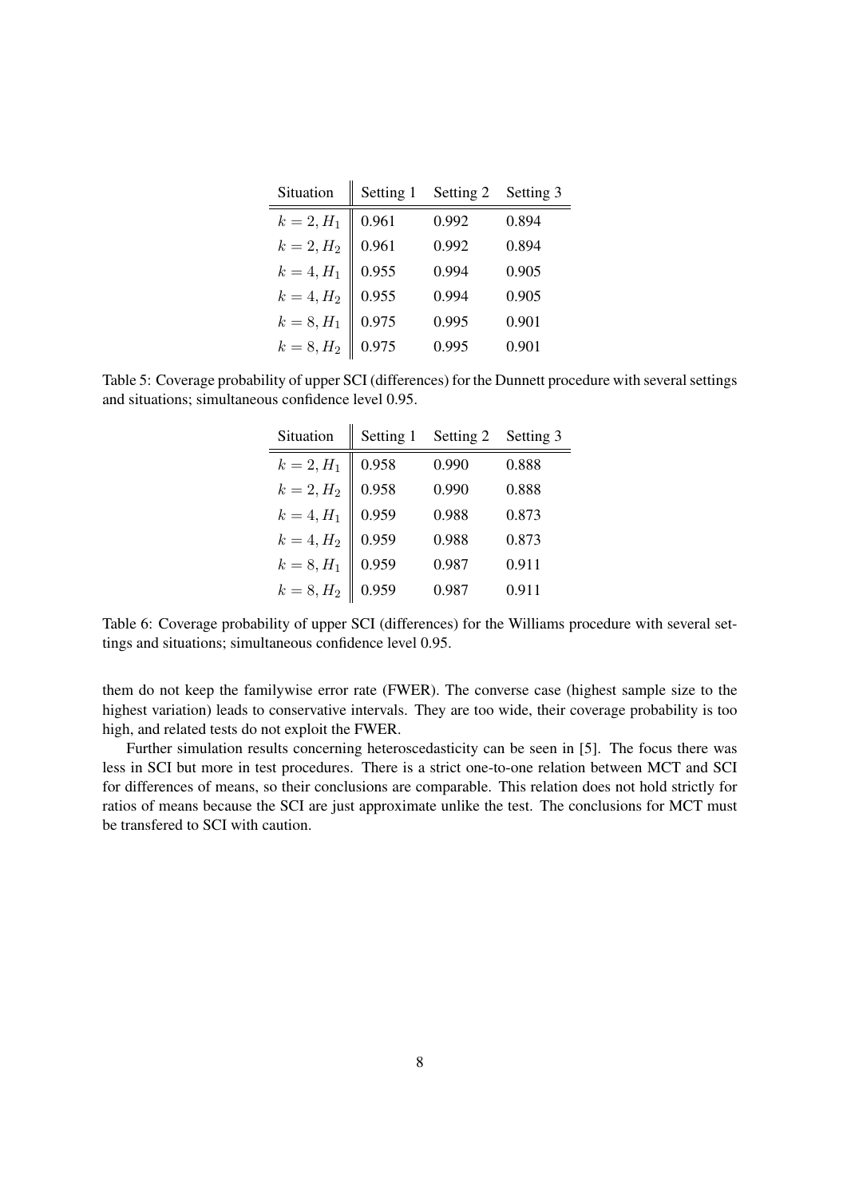| Situation | Setting 1 | Setting 2 | Setting 3 |
|---|---|---|---|
| $k = 2, H_1$ | 0.961 | 0.992 | 0.894 |
| $k = 2, H_2$ | 0.961 | 0.992 | 0.894 |
| $k = 4, H_1$ | 0.955 | 0.994 | 0.905 |
| $k = 4, H_2$ | 0.955 | 0.994 | 0.905 |
| $k = 8, H_1$ | 0.975 | 0.995 | 0.901 |
| $k = 8, H_2$ | 0.975 | 0.995 | 0.901 |

Table 5: Coverage probability of upper SCI (differences) for the Dunnett procedure with several settings and situations; simultaneous confidence level 0.95.

| Situation | Setting 1 | Setting 2 | Setting 3 |
|---|---|---|---|
| $k = 2, H_1$ | 0.958 | 0.990 | 0.888 |
| $k = 2, H_2$ | 0.958 | 0.990 | 0.888 |
| $k = 4, H_1$ | 0.959 | 0.988 | 0.873 |
| $k = 4, H_2$ | 0.959 | 0.988 | 0.873 |
| $k = 8, H_1$ | 0.959 | 0.987 | 0.911 |
| $k = 8, H_2$ | 0.959 | 0.987 | 0.911 |

Table 6: Coverage probability of upper SCI (differences) for the Williams procedure with several settings and situations; simultaneous confidence level 0.95.

them do not keep the familywise error rate (FWER). The converse case (highest sample size to the highest variation) leads to conservative intervals. They are too wide, their coverage probability is too high, and related tests do not exploit the FWER.

Further simulation results concerning heteroscedasticity can be seen in [5]. The focus there was less in SCI but more in test procedures. There is a strict one-to-one relation between MCT and SCI for differences of means, so their conclusions are comparable. This relation does not hold strictly for ratios of means because the SCI are just approximate unlike the test. The conclusions for MCT must be transfered to SCI with caution.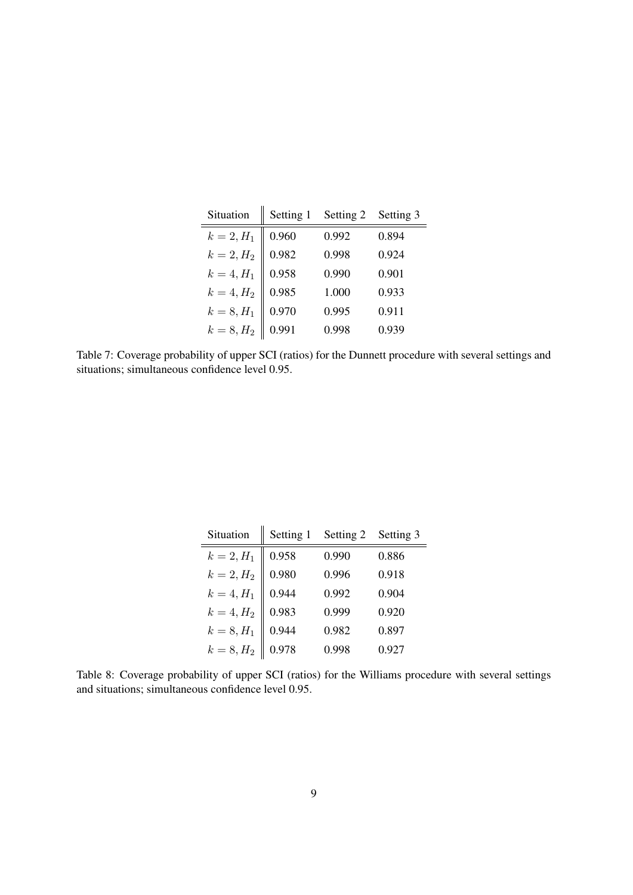| Situation | Setting 1 | Setting 2 | Setting 3 |
|---|---|---|---|
| $k = 2, H_1$ | 0.960 | 0.992 | 0.894 |
| $k = 2, H_2$ | 0.982 | 0.998 | 0.924 |
| $k = 4, H_1$ | 0.958 | 0.990 | 0.901 |
| $k = 4, H_2$ | 0.985 | 1.000 | 0.933 |
| $k = 8, H_1$ | 0.970 | 0.995 | 0.911 |
| $k = 8, H_2$ | 0.991 | 0.998 | 0.939 |

Table 7: Coverage probability of upper SCI (ratios) for the Dunnett procedure with several settings and situations; simultaneous confidence level 0.95.

| Situation | Setting 1 | Setting 2 | Setting 3 |
|---|---|---|---|
| $k = 2, H_1$ | 0.958 | 0.990 | 0.886 |
| $k = 2, H_2$ | 0.980 | 0.996 | 0.918 |
| $k = 4, H_1$ | 0.944 | 0.992 | 0.904 |
| $k = 4, H_2$ | 0.983 | 0.999 | 0.920 |
| $k = 8, H_1$ | 0.944 | 0.982 | 0.897 |
| $k = 8, H_2$ | 0.978 | 0.998 | 0.927 |

Table 8: Coverage probability of upper SCI (ratios) for the Williams procedure with several settings and situations; simultaneous confidence level 0.95.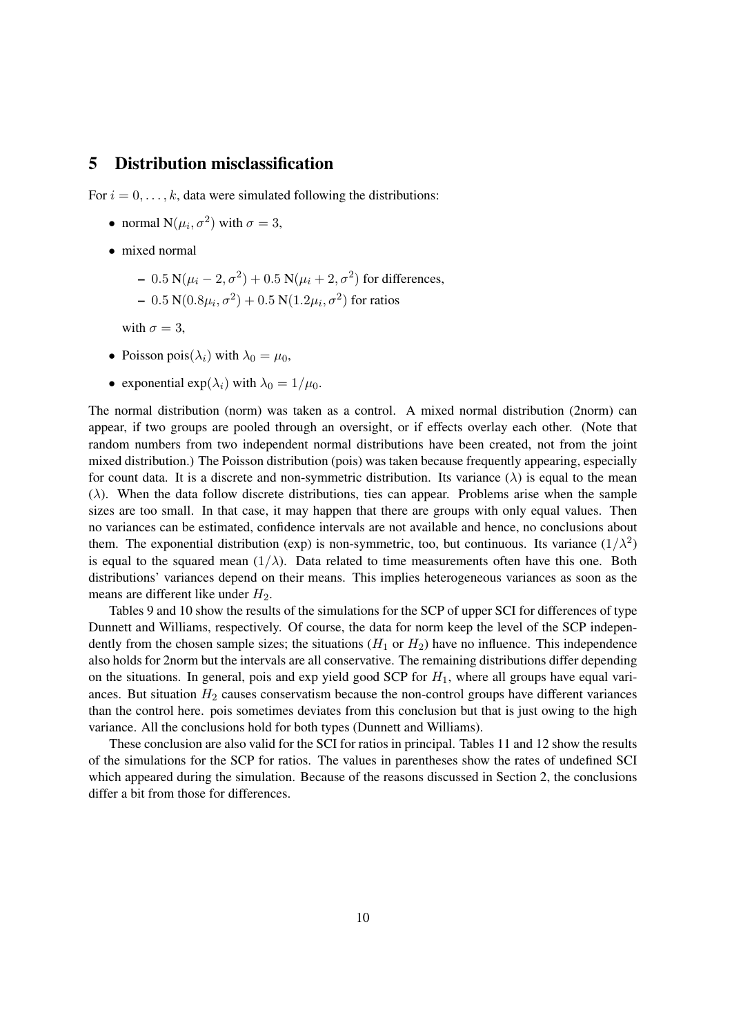## 5 Distribution misclassification

For $i = 0, \ldots, k$, data were simulated following the distributions:

- normal $\mathrm{N}(\mu_i, \sigma^2)$ with $\sigma = 3$,
- mixed normal
  - $0.5\ \mathrm{N}(\mu_i - 2, \sigma^2) + 0.5\ \mathrm{N}(\mu_i + 2, \sigma^2)$ for differences,
  - $0.5\ \mathrm{N}(0.8\mu_i, \sigma^2) + 0.5\ \mathrm{N}(1.2\mu_i, \sigma^2)$ for ratios

  with $\sigma = 3$,
- Poisson $\mathrm{pois}(\lambda_i)$ with $\lambda_0 = \mu_0$,
- exponential $\exp(\lambda_i)$ with $\lambda_0 = 1/\mu_0$.

The normal distribution (norm) was taken as a control. A mixed normal distribution (2norm) can appear, if two groups are pooled through an oversight, or if effects overlay each other. (Note that random numbers from two independent normal distributions have been created, not from the joint mixed distribution.) The Poisson distribution (pois) was taken because frequently appearing, especially for count data. It is a discrete and non-symmetric distribution. Its variance ($\lambda$) is equal to the mean ($\lambda$). When the data follow discrete distributions, ties can appear. Problems arise when the sample sizes are too small. In that case, it may happen that there are groups with only equal values. Then no variances can be estimated, confidence intervals are not available and hence, no conclusions about them. The exponential distribution (exp) is non-symmetric, too, but continuous. Its variance ($1/\lambda^2$) is equal to the squared mean ($1/\lambda$). Data related to time measurements often have this one. Both distributions' variances depend on their means. This implies heterogeneous variances as soon as the means are different like under $H_2$.

Tables 9 and 10 show the results of the simulations for the SCP of upper SCI for differences of type Dunnett and Williams, respectively. Of course, the data for norm keep the level of the SCP independently from the chosen sample sizes; the situations ($H_1$ or $H_2$) have no influence. This independence also holds for 2norm but the intervals are all conservative. The remaining distributions differ depending on the situations. In general, pois and exp yield good SCP for $H_1$, where all groups have equal variances. But situation $H_2$ causes conservatism because the non-control groups have different variances than the control here. pois sometimes deviates from this conclusion but that is just owing to the high variance. All the conclusions hold for both types (Dunnett and Williams).

These conclusion are also valid for the SCI for ratios in principal. Tables 11 and 12 show the results of the simulations for the SCP for ratios. The values in parentheses show the rates of undefined SCI which appeared during the simulation. Because of the reasons discussed in Section 2, the conclusions differ a bit from those for differences.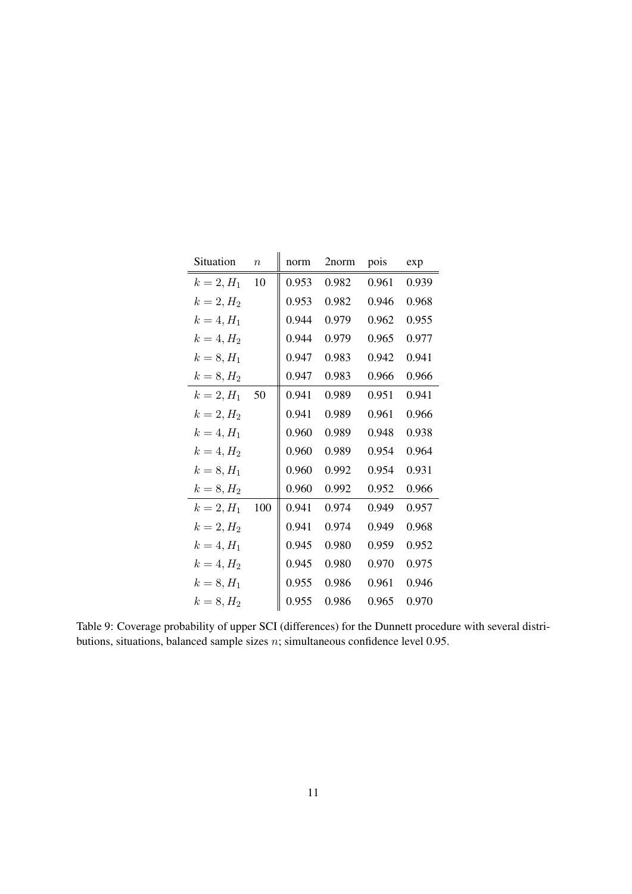| Situation | $n$ | norm | 2norm | pois | exp |
|---|---|---|---|---|---|
| $k = 2, H_1$ | 10 | 0.953 | 0.982 | 0.961 | 0.939 |
| $k = 2, H_2$ | | 0.953 | 0.982 | 0.946 | 0.968 |
| $k = 4, H_1$ | | 0.944 | 0.979 | 0.962 | 0.955 |
| $k = 4, H_2$ | | 0.944 | 0.979 | 0.965 | 0.977 |
| $k = 8, H_1$ | | 0.947 | 0.983 | 0.942 | 0.941 |
| $k = 8, H_2$ | | 0.947 | 0.983 | 0.966 | 0.966 |
| $k = 2, H_1$ | 50 | 0.941 | 0.989 | 0.951 | 0.941 |
| $k = 2, H_2$ | | 0.941 | 0.989 | 0.961 | 0.966 |
| $k = 4, H_1$ | | 0.960 | 0.989 | 0.948 | 0.938 |
| $k = 4, H_2$ | | 0.960 | 0.989 | 0.954 | 0.964 |
| $k = 8, H_1$ | | 0.960 | 0.992 | 0.954 | 0.931 |
| $k = 8, H_2$ | | 0.960 | 0.992 | 0.952 | 0.966 |
| $k = 2, H_1$ | 100 | 0.941 | 0.974 | 0.949 | 0.957 |
| $k = 2, H_2$ | | 0.941 | 0.974 | 0.949 | 0.968 |
| $k = 4, H_1$ | | 0.945 | 0.980 | 0.959 | 0.952 |
| $k = 4, H_2$ | | 0.945 | 0.980 | 0.970 | 0.975 |
| $k = 8, H_1$ | | 0.955 | 0.986 | 0.961 | 0.946 |
| $k = 8, H_2$ | | 0.955 | 0.986 | 0.965 | 0.970 |

Table 9: Coverage probability of upper SCI (differences) for the Dunnett procedure with several distributions, situations, balanced sample sizes $n$; simultaneous confidence level 0.95.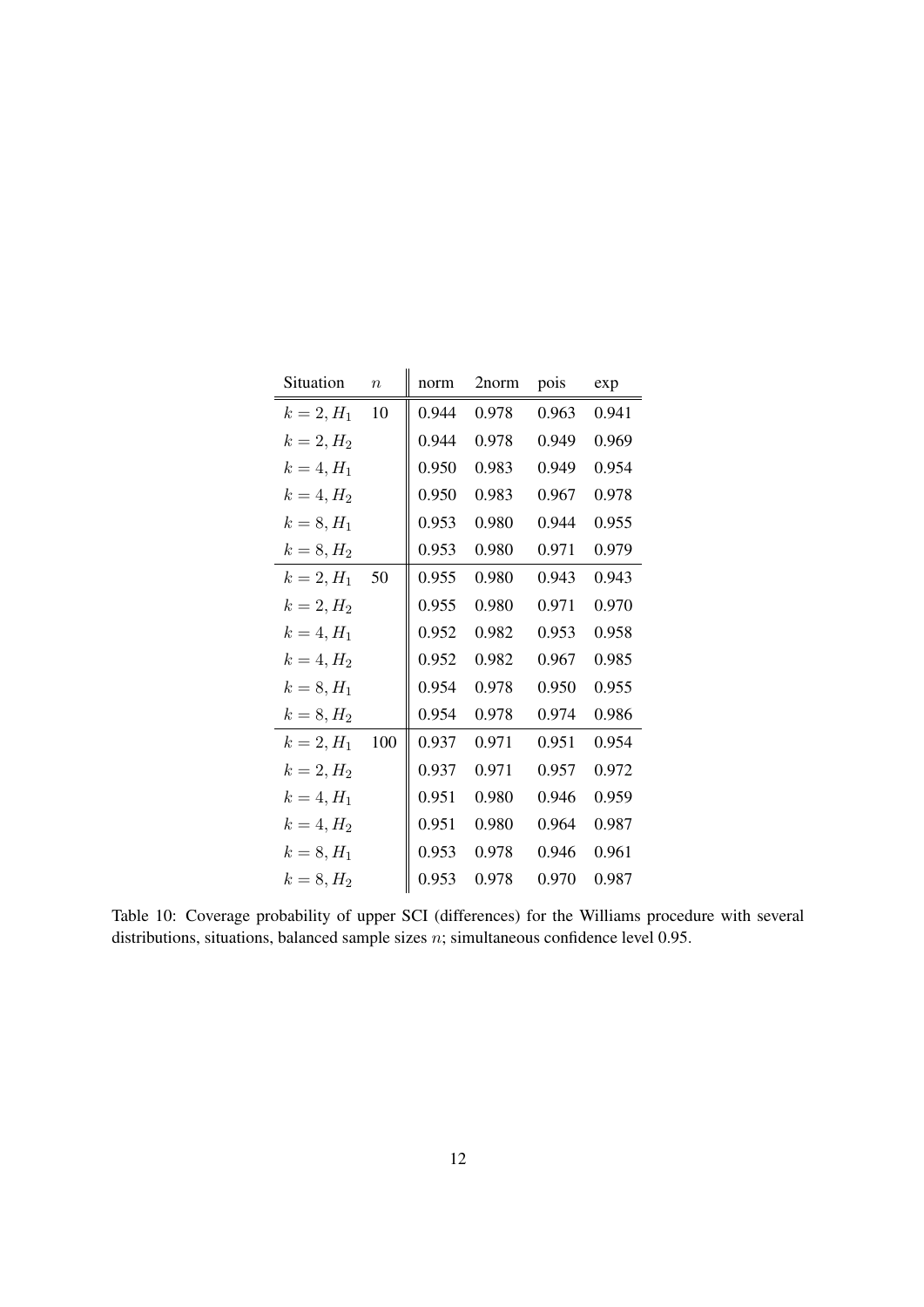| Situation | $n$ | norm | 2norm | pois | exp |
|---|---|---|---|---|---|
| $k = 2, H_1$ | 10 | 0.944 | 0.978 | 0.963 | 0.941 |
| $k = 2, H_2$ | | 0.944 | 0.978 | 0.949 | 0.969 |
| $k = 4, H_1$ | | 0.950 | 0.983 | 0.949 | 0.954 |
| $k = 4, H_2$ | | 0.950 | 0.983 | 0.967 | 0.978 |
| $k = 8, H_1$ | | 0.953 | 0.980 | 0.944 | 0.955 |
| $k = 8, H_2$ | | 0.953 | 0.980 | 0.971 | 0.979 |
| $k = 2, H_1$ | 50 | 0.955 | 0.980 | 0.943 | 0.943 |
| $k = 2, H_2$ | | 0.955 | 0.980 | 0.971 | 0.970 |
| $k = 4, H_1$ | | 0.952 | 0.982 | 0.953 | 0.958 |
| $k = 4, H_2$ | | 0.952 | 0.982 | 0.967 | 0.985 |
| $k = 8, H_1$ | | 0.954 | 0.978 | 0.950 | 0.955 |
| $k = 8, H_2$ | | 0.954 | 0.978 | 0.974 | 0.986 |
| $k = 2, H_1$ | 100 | 0.937 | 0.971 | 0.951 | 0.954 |
| $k = 2, H_2$ | | 0.937 | 0.971 | 0.957 | 0.972 |
| $k = 4, H_1$ | | 0.951 | 0.980 | 0.946 | 0.959 |
| $k = 4, H_2$ | | 0.951 | 0.980 | 0.964 | 0.987 |
| $k = 8, H_1$ | | 0.953 | 0.978 | 0.946 | 0.961 |
| $k = 8, H_2$ | | 0.953 | 0.978 | 0.970 | 0.987 |

Table 10: Coverage probability of upper SCI (differences) for the Williams procedure with several distributions, situations, balanced sample sizes $n$; simultaneous confidence level 0.95.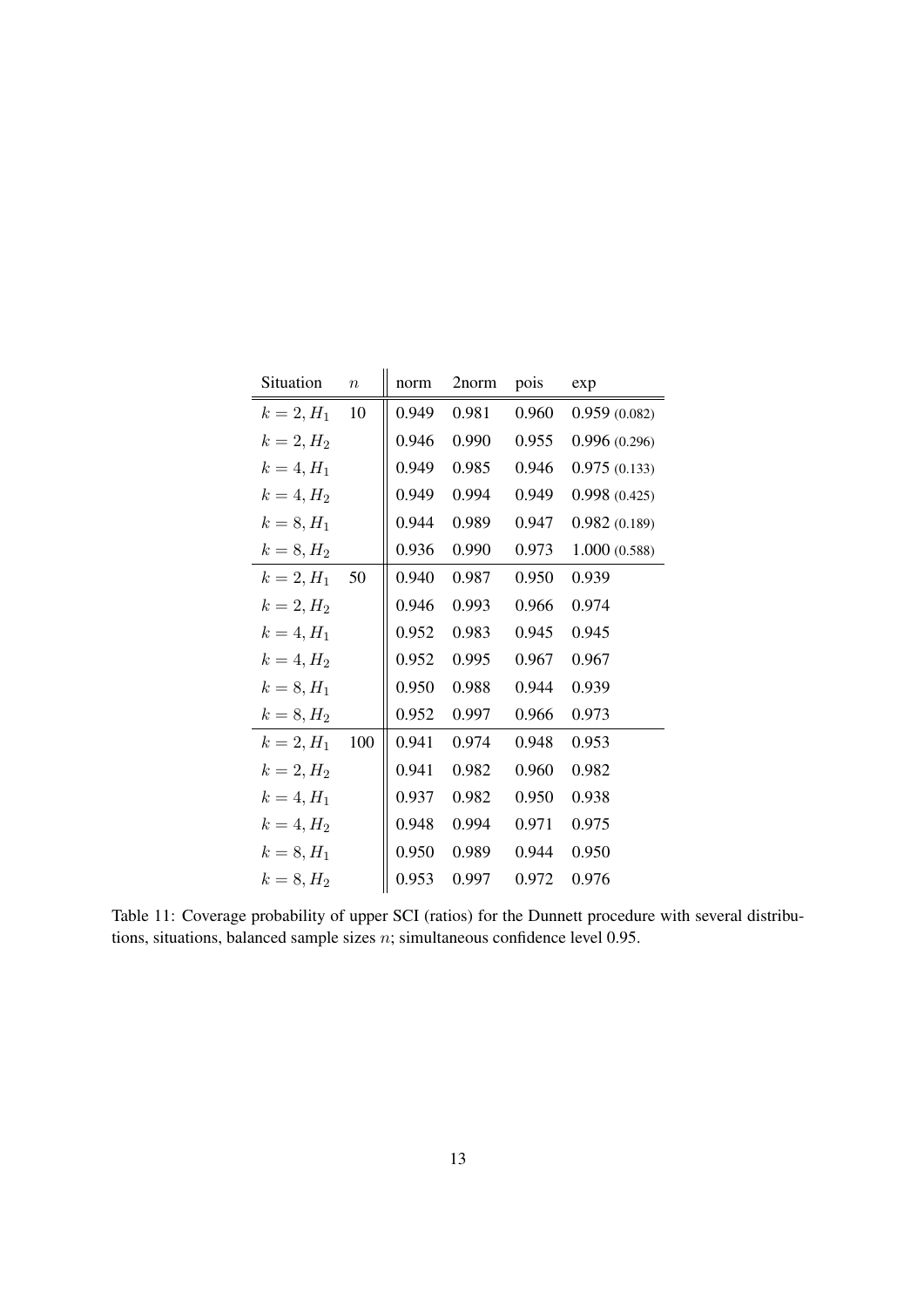| Situation | $n$ | norm | 2norm | pois | exp |
|---|---|---|---|---|---|
| $k=2, H_1$ | 10 | 0.949 | 0.981 | 0.960 | 0.959 (0.082) |
| $k=2, H_2$ | | 0.946 | 0.990 | 0.955 | 0.996 (0.296) |
| $k=4, H_1$ | | 0.949 | 0.985 | 0.946 | 0.975 (0.133) |
| $k=4, H_2$ | | 0.949 | 0.994 | 0.949 | 0.998 (0.425) |
| $k=8, H_1$ | | 0.944 | 0.989 | 0.947 | 0.982 (0.189) |
| $k=8, H_2$ | | 0.936 | 0.990 | 0.973 | 1.000 (0.588) |
| $k=2, H_1$ | 50 | 0.940 | 0.987 | 0.950 | 0.939 |
| $k=2, H_2$ | | 0.946 | 0.993 | 0.966 | 0.974 |
| $k=4, H_1$ | | 0.952 | 0.983 | 0.945 | 0.945 |
| $k=4, H_2$ | | 0.952 | 0.995 | 0.967 | 0.967 |
| $k=8, H_1$ | | 0.950 | 0.988 | 0.944 | 0.939 |
| $k=8, H_2$ | | 0.952 | 0.997 | 0.966 | 0.973 |
| $k=2, H_1$ | 100 | 0.941 | 0.974 | 0.948 | 0.953 |
| $k=2, H_2$ | | 0.941 | 0.982 | 0.960 | 0.982 |
| $k=4, H_1$ | | 0.937 | 0.982 | 0.950 | 0.938 |
| $k=4, H_2$ | | 0.948 | 0.994 | 0.971 | 0.975 |
| $k=8, H_1$ | | 0.950 | 0.989 | 0.944 | 0.950 |
| $k=8, H_2$ | | 0.953 | 0.997 | 0.972 | 0.976 |

Table 11: Coverage probability of upper SCI (ratios) for the Dunnett procedure with several distributions, situations, balanced sample sizes $n$; simultaneous confidence level 0.95.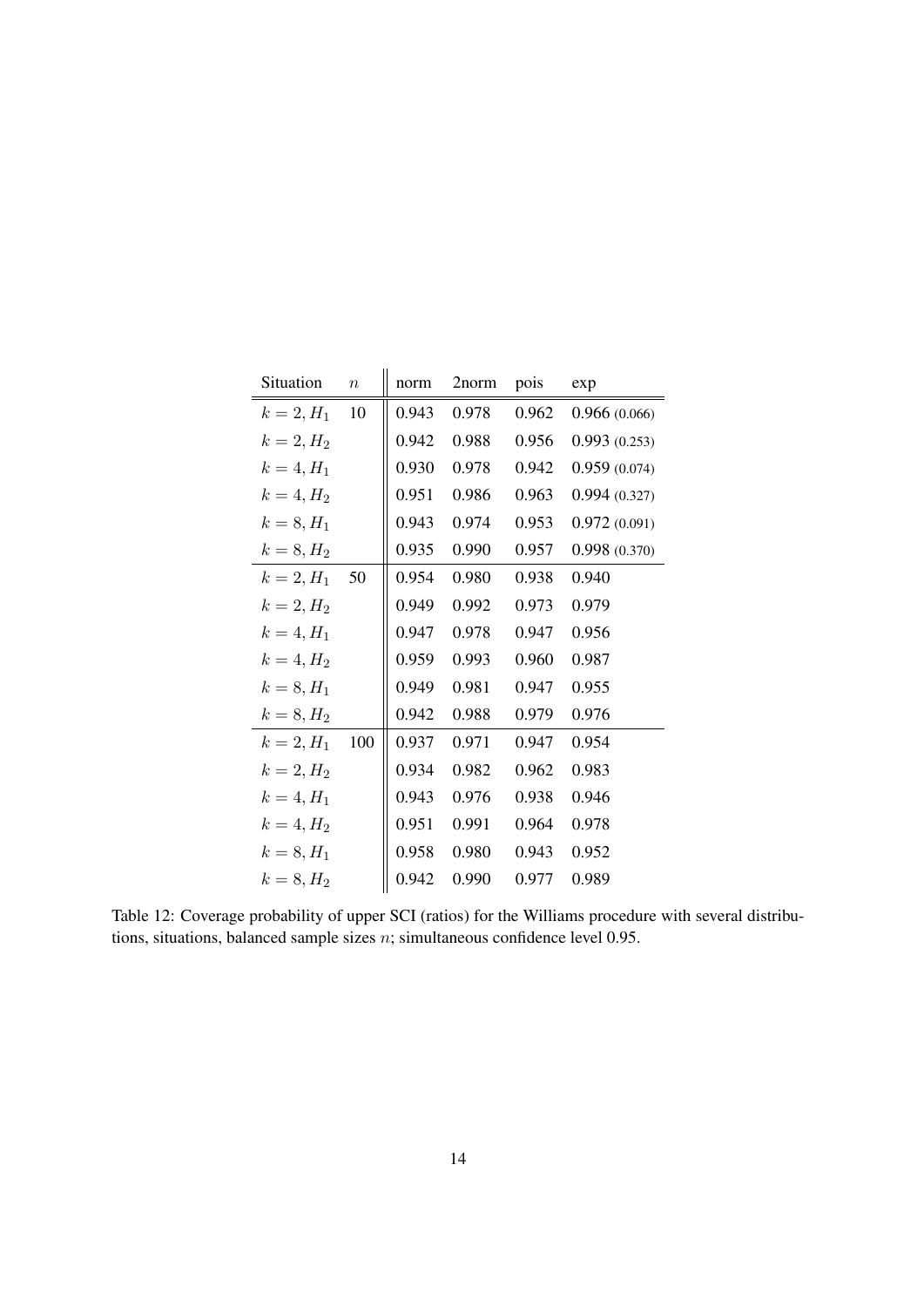| Situation | $n$ | norm | 2norm | pois | exp |
|---|---|---|---|---|---|
| $k=2, H_1$ | 10 | 0.943 | 0.978 | 0.962 | 0.966 (0.066) |
| $k=2, H_2$ | | 0.942 | 0.988 | 0.956 | 0.993 (0.253) |
| $k=4, H_1$ | | 0.930 | 0.978 | 0.942 | 0.959 (0.074) |
| $k=4, H_2$ | | 0.951 | 0.986 | 0.963 | 0.994 (0.327) |
| $k=8, H_1$ | | 0.943 | 0.974 | 0.953 | 0.972 (0.091) |
| $k=8, H_2$ | | 0.935 | 0.990 | 0.957 | 0.998 (0.370) |
| $k=2, H_1$ | 50 | 0.954 | 0.980 | 0.938 | 0.940 |
| $k=2, H_2$ | | 0.949 | 0.992 | 0.973 | 0.979 |
| $k=4, H_1$ | | 0.947 | 0.978 | 0.947 | 0.956 |
| $k=4, H_2$ | | 0.959 | 0.993 | 0.960 | 0.987 |
| $k=8, H_1$ | | 0.949 | 0.981 | 0.947 | 0.955 |
| $k=8, H_2$ | | 0.942 | 0.988 | 0.979 | 0.976 |
| $k=2, H_1$ | 100 | 0.937 | 0.971 | 0.947 | 0.954 |
| $k=2, H_2$ | | 0.934 | 0.982 | 0.962 | 0.983 |
| $k=4, H_1$ | | 0.943 | 0.976 | 0.938 | 0.946 |
| $k=4, H_2$ | | 0.951 | 0.991 | 0.964 | 0.978 |
| $k=8, H_1$ | | 0.958 | 0.980 | 0.943 | 0.952 |
| $k=8, H_2$ | | 0.942 | 0.990 | 0.977 | 0.989 |

Table 12: Coverage probability of upper SCI (ratios) for the Williams procedure with several distributions, situations, balanced sample sizes $n$; simultaneous confidence level 0.95.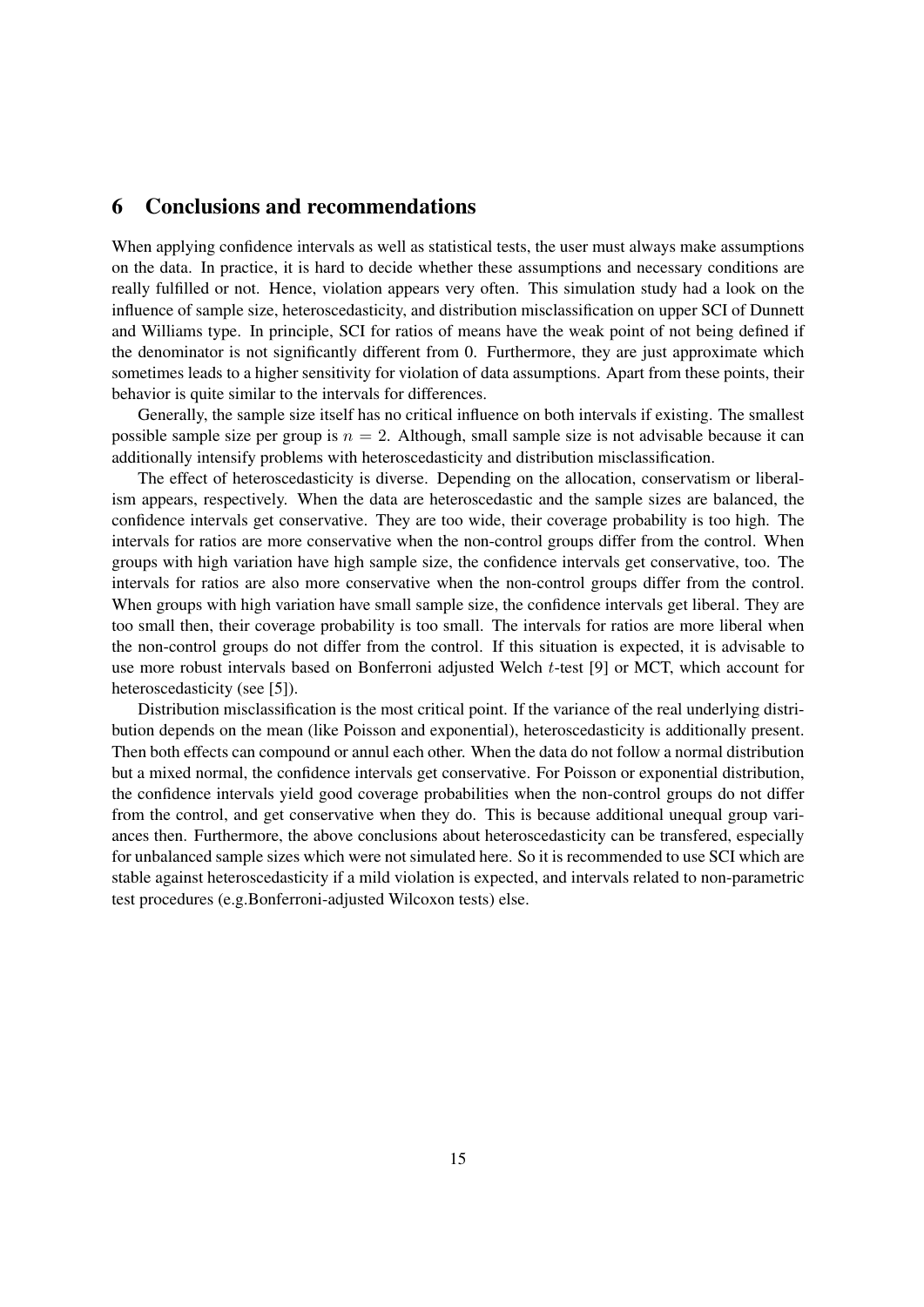## 6 Conclusions and recommendations

When applying confidence intervals as well as statistical tests, the user must always make assumptions on the data. In practice, it is hard to decide whether these assumptions and necessary conditions are really fulfilled or not. Hence, violation appears very often. This simulation study had a look on the influence of sample size, heteroscedasticity, and distribution misclassification on upper SCI of Dunnett and Williams type. In principle, SCI for ratios of means have the weak point of not being defined if the denominator is not significantly different from 0. Furthermore, they are just approximate which sometimes leads to a higher sensitivity for violation of data assumptions. Apart from these points, their behavior is quite similar to the intervals for differences.

Generally, the sample size itself has no critical influence on both intervals if existing. The smallest possible sample size per group is $n = 2$. Although, small sample size is not advisable because it can additionally intensify problems with heteroscedasticity and distribution misclassification.

The effect of heteroscedasticity is diverse. Depending on the allocation, conservatism or liberalism appears, respectively. When the data are heteroscedastic and the sample sizes are balanced, the confidence intervals get conservative. They are too wide, their coverage probability is too high. The intervals for ratios are more conservative when the non-control groups differ from the control. When groups with high variation have high sample size, the confidence intervals get conservative, too. The intervals for ratios are also more conservative when the non-control groups differ from the control. When groups with high variation have small sample size, the confidence intervals get liberal. They are too small then, their coverage probability is too small. The intervals for ratios are more liberal when the non-control groups do not differ from the control. If this situation is expected, it is advisable to use more robust intervals based on Bonferroni adjusted Welch $t$-test [9] or MCT, which account for heteroscedasticity (see [5]).

Distribution misclassification is the most critical point. If the variance of the real underlying distribution depends on the mean (like Poisson and exponential), heteroscedasticity is additionally present. Then both effects can compound or annul each other. When the data do not follow a normal distribution but a mixed normal, the confidence intervals get conservative. For Poisson or exponential distribution, the confidence intervals yield good coverage probabilities when the non-control groups do not differ from the control, and get conservative when they do. This is because additional unequal group variances then. Furthermore, the above conclusions about heteroscedasticity can be transfered, especially for unbalanced sample sizes which were not simulated here. So it is recommended to use SCI which are stable against heteroscedasticity if a mild violation is expected, and intervals related to non-parametric test procedures (e.g.Bonferroni-adjusted Wilcoxon tests) else.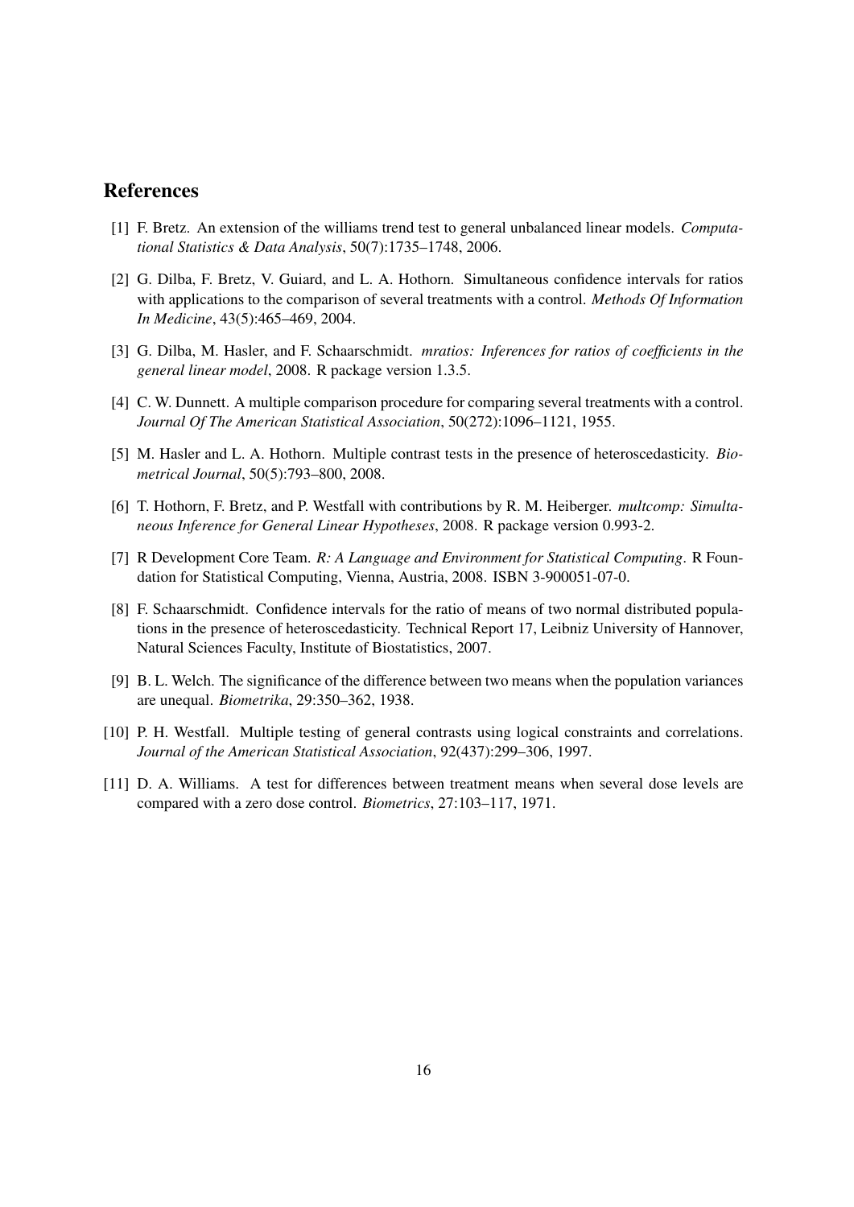## References

[1] F. Bretz. An extension of the williams trend test to general unbalanced linear models. *Computational Statistics & Data Analysis*, 50(7):1735–1748, 2006.

[2] G. Dilba, F. Bretz, V. Guiard, and L. A. Hothorn. Simultaneous confidence intervals for ratios with applications to the comparison of several treatments with a control. *Methods Of Information In Medicine*, 43(5):465–469, 2004.

[3] G. Dilba, M. Hasler, and F. Schaarschmidt. *mratios: Inferences for ratios of coefficients in the general linear model*, 2008. R package version 1.3.5.

[4] C. W. Dunnett. A multiple comparison procedure for comparing several treatments with a control. *Journal Of The American Statistical Association*, 50(272):1096–1121, 1955.

[5] M. Hasler and L. A. Hothorn. Multiple contrast tests in the presence of heteroscedasticity. *Biometrical Journal*, 50(5):793–800, 2008.

[6] T. Hothorn, F. Bretz, and P. Westfall with contributions by R. M. Heiberger. *multcomp: Simultaneous Inference for General Linear Hypotheses*, 2008. R package version 0.993-2.

[7] R Development Core Team. *R: A Language and Environment for Statistical Computing*. R Foundation for Statistical Computing, Vienna, Austria, 2008. ISBN 3-900051-07-0.

[8] F. Schaarschmidt. Confidence intervals for the ratio of means of two normal distributed populations in the presence of heteroscedasticity. Technical Report 17, Leibniz University of Hannover, Natural Sciences Faculty, Institute of Biostatistics, 2007.

[9] B. L. Welch. The significance of the difference between two means when the population variances are unequal. *Biometrika*, 29:350–362, 1938.

[10] P. H. Westfall. Multiple testing of general contrasts using logical constraints and correlations. *Journal of the American Statistical Association*, 92(437):299–306, 1997.

[11] D. A. Williams. A test for differences between treatment means when several dose levels are compared with a zero dose control. *Biometrics*, 27:103–117, 1971.